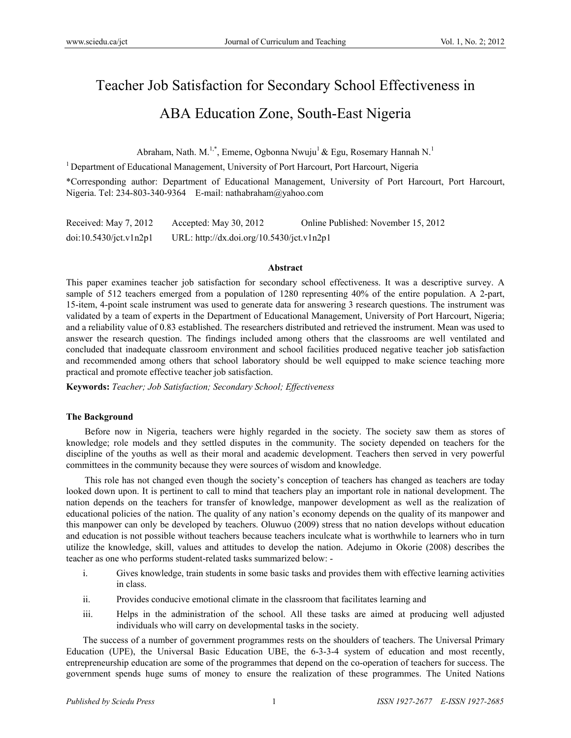# Teacher Job Satisfaction for Secondary School Effectiveness in ABA Education Zone, South-East Nigeria

Abraham, Nath. M.[1,*], Ememe, Ogbonna Nwuju[1] & Egu, Rosemary Hannah N.[1]

[1] Department of Educational Management, University of Port Harcourt, Port Harcourt, Nigeria

*Corresponding author: Department of Educational Management, University of Port Harcourt, Port Harcourt, Nigeria. Tel: 234-803-340-9364 E-mail: nathabraham@yahoo.com

Received: May 7, 2012 Accepted: May 30, 2012 Online Published: November 15, 2012

doi:10.5430/jct.v1n2p1 URL: http://dx.doi.org/10.5430/jct.v1n2p1

## Abstract

This paper examines teacher job satisfaction for secondary school effectiveness. It was a descriptive survey. A sample of 512 teachers emerged from a population of 1280 representing 40% of the entire population. A 2-part, 15-item, 4-point scale instrument was used to generate data for answering 3 research questions. The instrument was validated by a team of experts in the Department of Educational Management, University of Port Harcourt, Nigeria; and a reliability value of 0.83 established. The researchers distributed and retrieved the instrument. Mean was used to answer the research question. The findings included among others that the classrooms are well ventilated and concluded that inadequate classroom environment and school facilities produced negative teacher job satisfaction and recommended among others that school laboratory should be well equipped to make science teaching more practical and promote effective teacher job satisfaction.

**Keywords:** *Teacher; Job Satisfaction; Secondary School; Effectiveness*

### The Background

Before now in Nigeria, teachers were highly regarded in the society. The society saw them as stores of knowledge; role models and they settled disputes in the community. The society depended on teachers for the discipline of the youths as well as their moral and academic development. Teachers then served in very powerful committees in the community because they were sources of wisdom and knowledge.

This role has not changed even though the society's conception of teachers has changed as teachers are today looked down upon. It is pertinent to call to mind that teachers play an important role in national development. The nation depends on the teachers for transfer of knowledge, manpower development as well as the realization of educational policies of the nation. The quality of any nation's economy depends on the quality of its manpower and this manpower can only be developed by teachers. Oluwuo (2009) stress that no nation develops without education and education is not possible without teachers because teachers inculcate what is worthwhile to learners who in turn utilize the knowledge, skill, values and attitudes to develop the nation. Adejumo in Okorie (2008) describes the teacher as one who performs student-related tasks summarized below: -

i. Gives knowledge, train students in some basic tasks and provides them with effective learning activities in class.

ii. Provides conducive emotional climate in the classroom that facilitates learning and

iii. Helps in the administration of the school. All these tasks are aimed at producing well adjusted individuals who will carry on developmental tasks in the society.

The success of a number of government programmes rests on the shoulders of teachers. The Universal Primary Education (UPE), the Universal Basic Education UBE, the 6-3-3-4 system of education and most recently, entrepreneurship education are some of the programmes that depend on the co-operation of teachers for success. The government spends huge sums of money to ensure the realization of these programmes. The United Nations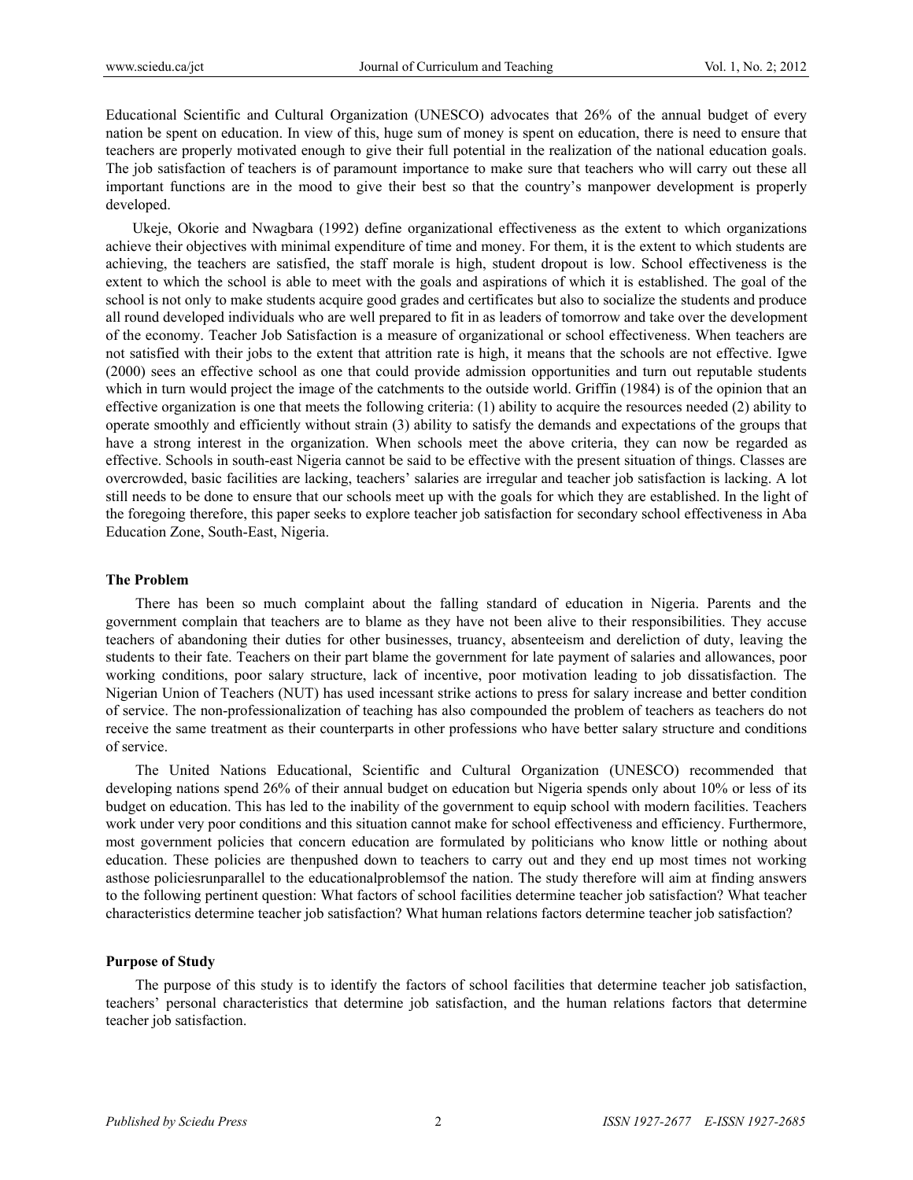Educational Scientific and Cultural Organization (UNESCO) advocates that 26% of the annual budget of every nation be spent on education. In view of this, huge sum of money is spent on education, there is need to ensure that teachers are properly motivated enough to give their full potential in the realization of the national education goals. The job satisfaction of teachers is of paramount importance to make sure that teachers who will carry out these all important functions are in the mood to give their best so that the country's manpower development is properly developed.

Ukeje, Okorie and Nwagbara (1992) define organizational effectiveness as the extent to which organizations achieve their objectives with minimal expenditure of time and money. For them, it is the extent to which students are achieving, the teachers are satisfied, the staff morale is high, student dropout is low. School effectiveness is the extent to which the school is able to meet with the goals and aspirations of which it is established. The goal of the school is not only to make students acquire good grades and certificates but also to socialize the students and produce all round developed individuals who are well prepared to fit in as leaders of tomorrow and take over the development of the economy. Teacher Job Satisfaction is a measure of organizational or school effectiveness. When teachers are not satisfied with their jobs to the extent that attrition rate is high, it means that the schools are not effective. Igwe (2000) sees an effective school as one that could provide admission opportunities and turn out reputable students which in turn would project the image of the catchments to the outside world. Griffin (1984) is of the opinion that an effective organization is one that meets the following criteria: (1) ability to acquire the resources needed (2) ability to operate smoothly and efficiently without strain (3) ability to satisfy the demands and expectations of the groups that have a strong interest in the organization. When schools meet the above criteria, they can now be regarded as effective. Schools in south-east Nigeria cannot be said to be effective with the present situation of things. Classes are overcrowded, basic facilities are lacking, teachers' salaries are irregular and teacher job satisfaction is lacking. A lot still needs to be done to ensure that our schools meet up with the goals for which they are established. In the light of the foregoing therefore, this paper seeks to explore teacher job satisfaction for secondary school effectiveness in Aba Education Zone, South-East, Nigeria.

**The Problem**

There has been so much complaint about the falling standard of education in Nigeria. Parents and the government complain that teachers are to blame as they have not been alive to their responsibilities. They accuse teachers of abandoning their duties for other businesses, truancy, absenteeism and dereliction of duty, leaving the students to their fate. Teachers on their part blame the government for late payment of salaries and allowances, poor working conditions, poor salary structure, lack of incentive, poor motivation leading to job dissatisfaction. The Nigerian Union of Teachers (NUT) has used incessant strike actions to press for salary increase and better condition of service. The non-professionalization of teaching has also compounded the problem of teachers as teachers do not receive the same treatment as their counterparts in other professions who have better salary structure and conditions of service.

The United Nations Educational, Scientific and Cultural Organization (UNESCO) recommended that developing nations spend 26% of their annual budget on education but Nigeria spends only about 10% or less of its budget on education. This has led to the inability of the government to equip school with modern facilities. Teachers work under very poor conditions and this situation cannot make for school effectiveness and efficiency. Furthermore, most government policies that concern education are formulated by politicians who know little or nothing about education. These policies are thenpushed down to teachers to carry out and they end up most times not working asthose policiesrunparallel to the educationalproblemsof the nation. The study therefore will aim at finding answers to the following pertinent question: What factors of school facilities determine teacher job satisfaction? What teacher characteristics determine teacher job satisfaction? What human relations factors determine teacher job satisfaction?

**Purpose of Study**

The purpose of this study is to identify the factors of school facilities that determine teacher job satisfaction, teachers' personal characteristics that determine job satisfaction, and the human relations factors that determine teacher job satisfaction.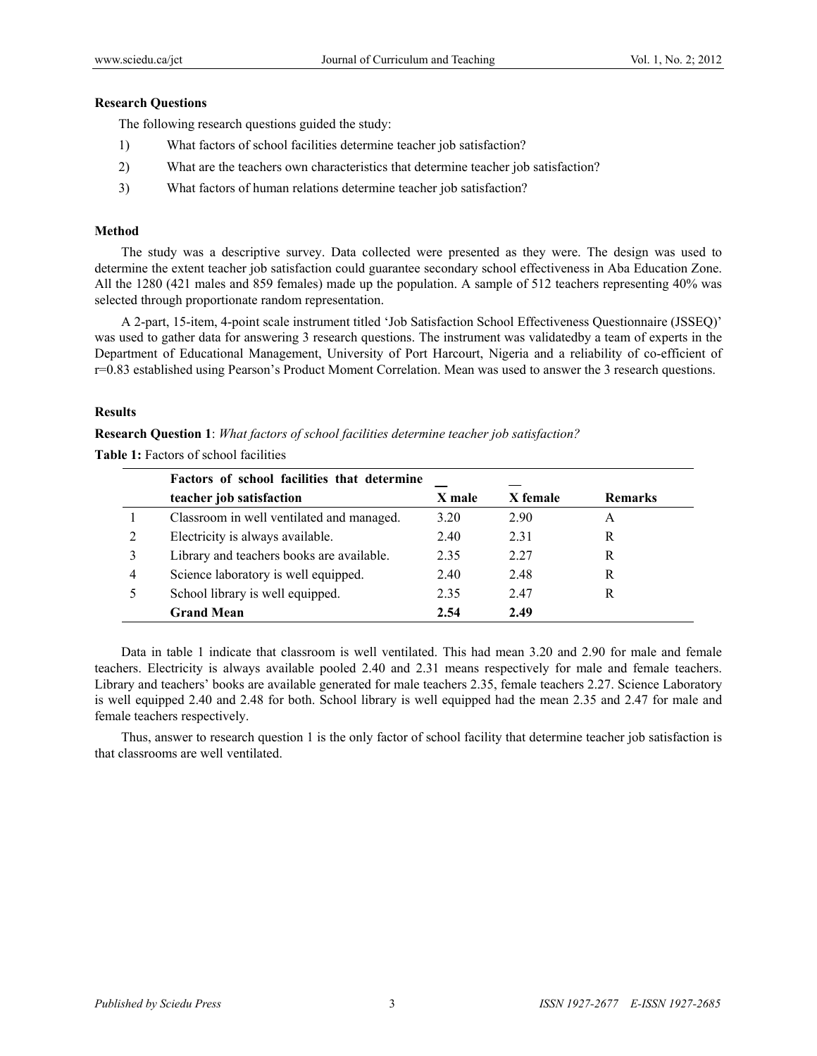**Research Questions**

The following research questions guided the study:

1) What factors of school facilities determine teacher job satisfaction?

2) What are the teachers own characteristics that determine teacher job satisfaction?

3) What factors of human relations determine teacher job satisfaction?

**Method**

The study was a descriptive survey. Data collected were presented as they were. The design was used to determine the extent teacher job satisfaction could guarantee secondary school effectiveness in Aba Education Zone. All the 1280 (421 males and 859 females) made up the population. A sample of 512 teachers representing 40% was selected through proportionate random representation.

A 2-part, 15-item, 4-point scale instrument titled 'Job Satisfaction School Effectiveness Questionnaire (JSSEQ)' was used to gather data for answering 3 research questions. The instrument was validatedby a team of experts in the Department of Educational Management, University of Port Harcourt, Nigeria and a reliability of co-efficient of r=0.83 established using Pearson's Product Moment Correlation. Mean was used to answer the 3 research questions.

**Results**

**Research Question 1**: *What factors of school facilities determine teacher job satisfaction?*

**Table 1:** Factors of school facilities

| | Factors of school facilities that determine teacher job satisfaction | $\bar{X}$ male | $\bar{X}$ female | Remarks |
|---|---|---|---|---|
| 1 | Classroom in well ventilated and managed. | 3.20 | 2.90 | A |
| 2 | Electricity is always available. | 2.40 | 2.31 | R |
| 3 | Library and teachers books are available. | 2.35 | 2.27 | R |
| 4 | Science laboratory is well equipped. | 2.40 | 2.48 | R |
| 5 | School library is well equipped. | 2.35 | 2.47 | R |
| | **Grand Mean** | **2.54** | **2.49** | |

Data in table 1 indicate that classroom is well ventilated. This had mean 3.20 and 2.90 for male and female teachers. Electricity is always available pooled 2.40 and 2.31 means respectively for male and female teachers. Library and teachers' books are available generated for male teachers 2.35, female teachers 2.27. Science Laboratory is well equipped 2.40 and 2.48 for both. School library is well equipped had the mean 2.35 and 2.47 for male and female teachers respectively.

Thus, answer to research question 1 is the only factor of school facility that determine teacher job satisfaction is that classrooms are well ventilated.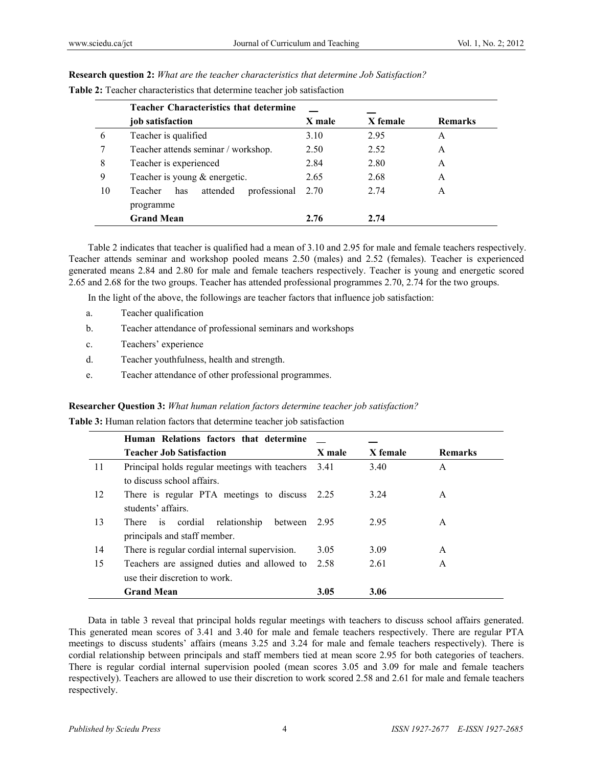**Research question 2:** *What are the teacher characteristics that determine Job Satisfaction?*

**Table 2:** Teacher characteristics that determine teacher job satisfaction

| | **Teacher Characteristics that determine job satisfaction** | **$\bar{X}$ male** | **$\bar{X}$ female** | **Remarks** |
|---|---|---|---|---|
| 6 | Teacher is qualified | 3.10 | 2.95 | A |
| 7 | Teacher attends seminar / workshop. | 2.50 | 2.52 | A |
| 8 | Teacher is experienced | 2.84 | 2.80 | A |
| 9 | Teacher is young & energetic. | 2.65 | 2.68 | A |
| 10 | Teacher has attended professional programme | 2.70 | 2.74 | A |
| | **Grand Mean** | **2.76** | **2.74** | |

Table 2 indicates that teacher is qualified had a mean of 3.10 and 2.95 for male and female teachers respectively. Teacher attends seminar and workshop pooled means 2.50 (males) and 2.52 (females). Teacher is experienced generated means 2.84 and 2.80 for male and female teachers respectively. Teacher is young and energetic scored 2.65 and 2.68 for the two groups. Teacher has attended professional programmes 2.70, 2.74 for the two groups.

In the light of the above, the followings are teacher factors that influence job satisfaction:

a. Teacher qualification

b. Teacher attendance of professional seminars and workshops

c. Teachers' experience

d. Teacher youthfulness, health and strength.

e. Teacher attendance of other professional programmes.

**Researcher Question 3:** *What human relation factors determine teacher job satisfaction?*

**Table 3:** Human relation factors that determine teacher job satisfaction

| | **Human Relations factors that determine Teacher Job Satisfaction** | **$\bar{X}$ male** | **$\bar{X}$ female** | **Remarks** |
|---|---|---|---|---|
| 11 | Principal holds regular meetings with teachers to discuss school affairs. | 3.41 | 3.40 | A |
| 12 | There is regular PTA meetings to discuss students' affairs. | 2.25 | 3.24 | A |
| 13 | There is cordial relationship between principals and staff member. | 2.95 | 2.95 | A |
| 14 | There is regular cordial internal supervision. | 3.05 | 3.09 | A |
| 15 | Teachers are assigned duties and allowed to use their discretion to work. | 2.58 | 2.61 | A |
| | **Grand Mean** | **3.05** | **3.06** | |

Data in table 3 reveal that principal holds regular meetings with teachers to discuss school affairs generated. This generated mean scores of 3.41 and 3.40 for male and female teachers respectively. There are regular PTA meetings to discuss students' affairs (means 3.25 and 3.24 for male and female teachers respectively). There is cordial relationship between principals and staff members tied at mean score 2.95 for both categories of teachers. There is regular cordial internal supervision pooled (mean scores 3.05 and 3.09 for male and female teachers respectively). Teachers are allowed to use their discretion to work scored 2.58 and 2.61 for male and female teachers respectively.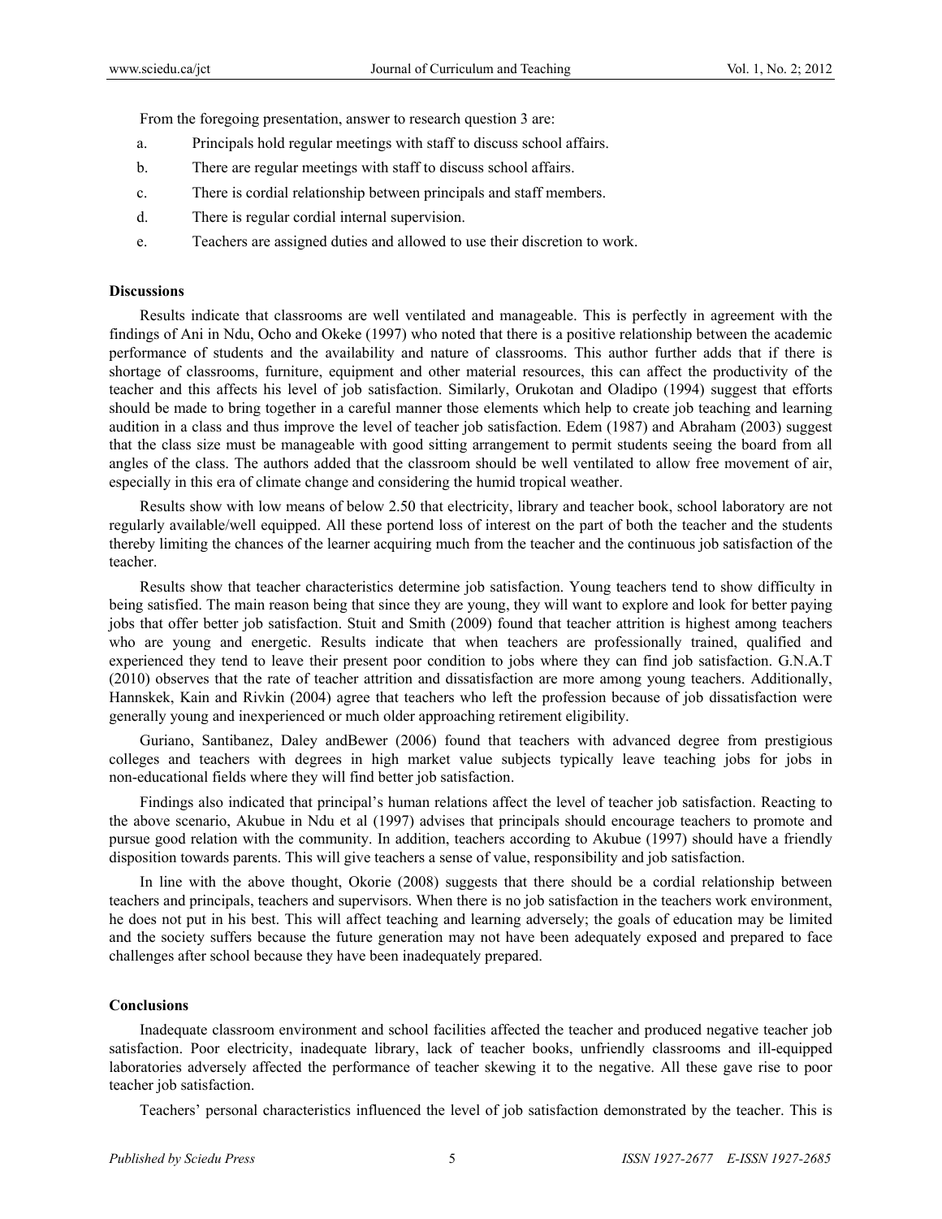From the foregoing presentation, answer to research question 3 are:

a. Principals hold regular meetings with staff to discuss school affairs.

b. There are regular meetings with staff to discuss school affairs.

c. There is cordial relationship between principals and staff members.

d. There is regular cordial internal supervision.

e. Teachers are assigned duties and allowed to use their discretion to work.

**Discussions**

Results indicate that classrooms are well ventilated and manageable. This is perfectly in agreement with the findings of Ani in Ndu, Ocho and Okeke (1997) who noted that there is a positive relationship between the academic performance of students and the availability and nature of classrooms. This author further adds that if there is shortage of classrooms, furniture, equipment and other material resources, this can affect the productivity of the teacher and this affects his level of job satisfaction. Similarly, Orukotan and Oladipo (1994) suggest that efforts should be made to bring together in a careful manner those elements which help to create job teaching and learning audition in a class and thus improve the level of teacher job satisfaction. Edem (1987) and Abraham (2003) suggest that the class size must be manageable with good sitting arrangement to permit students seeing the board from all angles of the class. The authors added that the classroom should be well ventilated to allow free movement of air, especially in this era of climate change and considering the humid tropical weather.

Results show with low means of below 2.50 that electricity, library and teacher book, school laboratory are not regularly available/well equipped. All these portend loss of interest on the part of both the teacher and the students thereby limiting the chances of the learner acquiring much from the teacher and the continuous job satisfaction of the teacher.

Results show that teacher characteristics determine job satisfaction. Young teachers tend to show difficulty in being satisfied. The main reason being that since they are young, they will want to explore and look for better paying jobs that offer better job satisfaction. Stuit and Smith (2009) found that teacher attrition is highest among teachers who are young and energetic. Results indicate that when teachers are professionally trained, qualified and experienced they tend to leave their present poor condition to jobs where they can find job satisfaction. G.N.A.T (2010) observes that the rate of teacher attrition and dissatisfaction are more among young teachers. Additionally, Hannskek, Kain and Rivkin (2004) agree that teachers who left the profession because of job dissatisfaction were generally young and inexperienced or much older approaching retirement eligibility.

Guriano, Santibanez, Daley andBewer (2006) found that teachers with advanced degree from prestigious colleges and teachers with degrees in high market value subjects typically leave teaching jobs for jobs in non-educational fields where they will find better job satisfaction.

Findings also indicated that principal's human relations affect the level of teacher job satisfaction. Reacting to the above scenario, Akubue in Ndu et al (1997) advises that principals should encourage teachers to promote and pursue good relation with the community. In addition, teachers according to Akubue (1997) should have a friendly disposition towards parents. This will give teachers a sense of value, responsibility and job satisfaction.

In line with the above thought, Okorie (2008) suggests that there should be a cordial relationship between teachers and principals, teachers and supervisors. When there is no job satisfaction in the teachers work environment, he does not put in his best. This will affect teaching and learning adversely; the goals of education may be limited and the society suffers because the future generation may not have been adequately exposed and prepared to face challenges after school because they have been inadequately prepared.

**Conclusions**

Inadequate classroom environment and school facilities affected the teacher and produced negative teacher job satisfaction. Poor electricity, inadequate library, lack of teacher books, unfriendly classrooms and ill-equipped laboratories adversely affected the performance of teacher skewing it to the negative. All these gave rise to poor teacher job satisfaction.

Teachers' personal characteristics influenced the level of job satisfaction demonstrated by the teacher. This is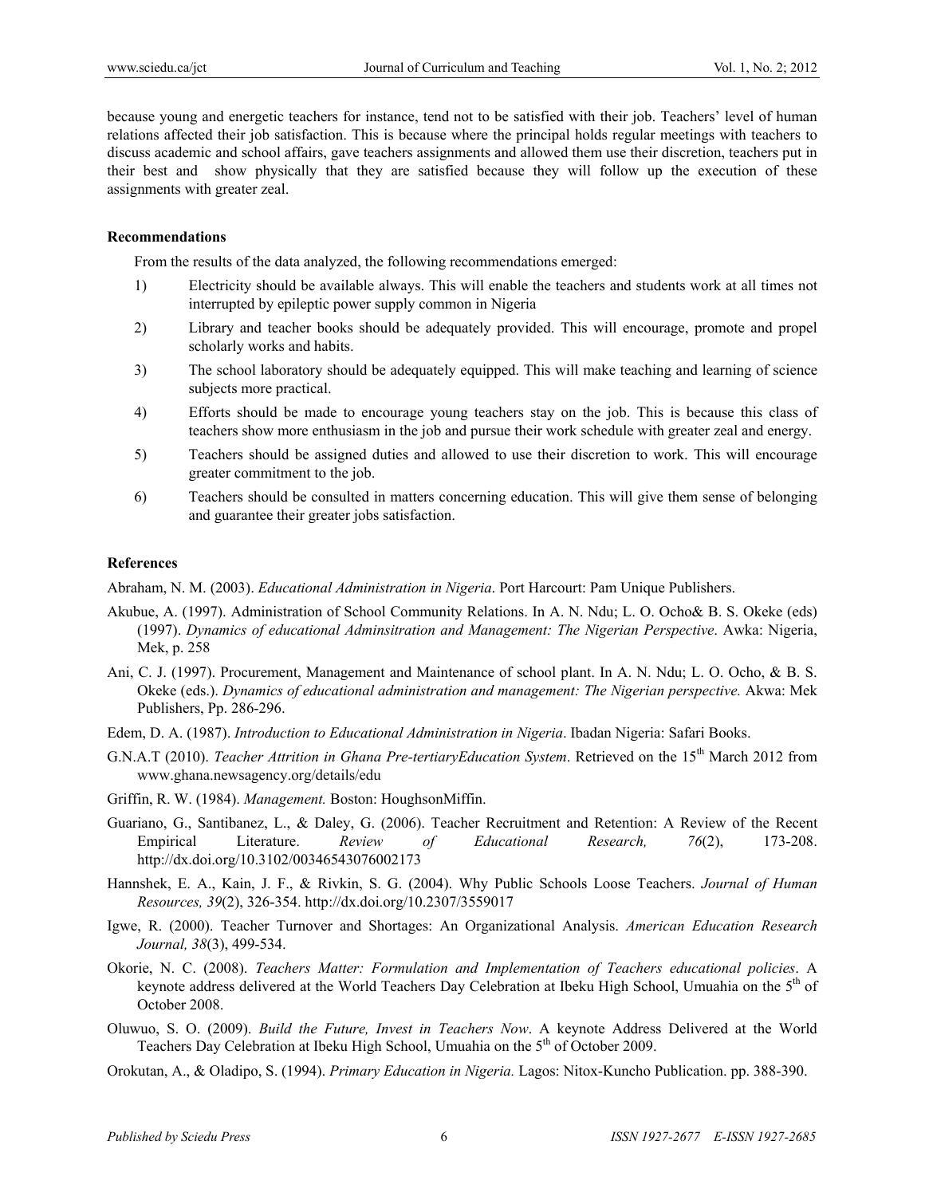because young and energetic teachers for instance, tend not to be satisfied with their job. Teachers' level of human relations affected their job satisfaction. This is because where the principal holds regular meetings with teachers to discuss academic and school affairs, gave teachers assignments and allowed them use their discretion, teachers put in their best and show physically that they are satisfied because they will follow up the execution of these assignments with greater zeal.

**Recommendations**

From the results of the data analyzed, the following recommendations emerged:

1) Electricity should be available always. This will enable the teachers and students work at all times not interrupted by epileptic power supply common in Nigeria
2) Library and teacher books should be adequately provided. This will encourage, promote and propel scholarly works and habits.
3) The school laboratory should be adequately equipped. This will make teaching and learning of science subjects more practical.
4) Efforts should be made to encourage young teachers stay on the job. This is because this class of teachers show more enthusiasm in the job and pursue their work schedule with greater zeal and energy.
5) Teachers should be assigned duties and allowed to use their discretion to work. This will encourage greater commitment to the job.
6) Teachers should be consulted in matters concerning education. This will give them sense of belonging and guarantee their greater jobs satisfaction.

**References**

Abraham, N. M. (2003). *Educational Administration in Nigeria*. Port Harcourt: Pam Unique Publishers.

Akubue, A. (1997). Administration of School Community Relations. In A. N. Ndu; L. O. Ocho& B. S. Okeke (eds) (1997). *Dynamics of educational Adminsitration and Management: The Nigerian Perspective*. Awka: Nigeria, Mek, p. 258

Ani, C. J. (1997). Procurement, Management and Maintenance of school plant. In A. N. Ndu; L. O. Ocho, & B. S. Okeke (eds.). *Dynamics of educational administration and management: The Nigerian perspective.* Akwa: Mek Publishers, Pp. 286-296.

Edem, D. A. (1987). *Introduction to Educational Administration in Nigeria*. Ibadan Nigeria: Safari Books.

G.N.A.T (2010). *Teacher Attrition in Ghana Pre-tertiaryEducation System*. Retrieved on the 15th March 2012 from www.ghana.newsagency.org/details/edu

Griffin, R. W. (1984). *Management.* Boston: HoughsonMiffin.

Guariano, G., Santibanez, L., & Daley, G. (2006). Teacher Recruitment and Retention: A Review of the Recent Empirical Literature. *Review of Educational Research, 76*(2), 173-208. http://dx.doi.org/10.3102/00346543076002173

Hannshek, E. A., Kain, J. F., & Rivkin, S. G. (2004). Why Public Schools Loose Teachers. *Journal of Human Resources, 39*(2), 326-354. http://dx.doi.org/10.2307/3559017

Igwe, R. (2000). Teacher Turnover and Shortages: An Organizational Analysis. *American Education Research Journal, 38*(3), 499-534.

Okorie, N. C. (2008). *Teachers Matter: Formulation and Implementation of Teachers educational policies*. A keynote address delivered at the World Teachers Day Celebration at Ibeku High School, Umuahia on the 5th of October 2008.

Oluwuo, S. O. (2009). *Build the Future, Invest in Teachers Now*. A keynote Address Delivered at the World Teachers Day Celebration at Ibeku High School, Umuahia on the 5th of October 2009.

Orokutan, A., & Oladipo, S. (1994). *Primary Education in Nigeria.* Lagos: Nitox-Kuncho Publication. pp. 388-390.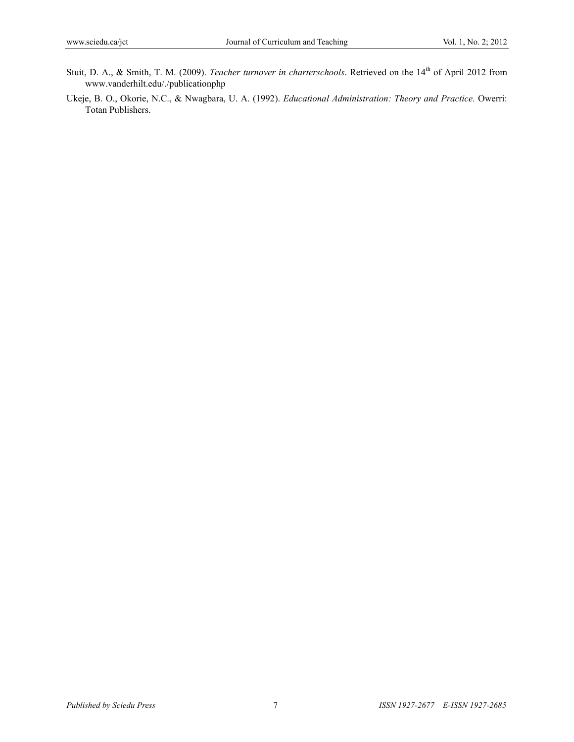Stuit, D. A., & Smith, T. M. (2009). *Teacher turnover in charterschools*. Retrieved on the 14th of April 2012 from www.vanderhilt.edu/./publicationphp

Ukeje, B. O., Okorie, N.C., & Nwagbara, U. A. (1992). *Educational Administration: Theory and Practice.* Owerri: Totan Publishers.